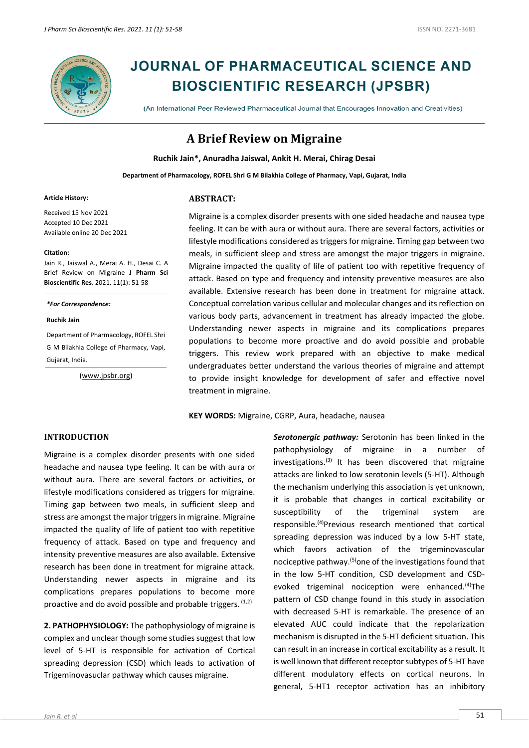# JOURNAL OF PHARMACEUTICAL SCIENCE AND BIOSCIENTIFIC RESEARCH (JPSBR)

(An International Peer Reviewed Pharmaceutical Journal that Encourages Innovation and Creativities)

## A Brief Review on Migraine

**Ruchik Jain*, Anuradha Jaiswal, Ankit H. Merai, Chirag Desai**

**Department of Pharmacology, ROFEL Shri G M Bilakhia College of Pharmacy, Vapi, Gujarat, India**

**Article History:**

Received 15 Nov 2021

Accepted 10 Dec 2021

Available online 20 Dec 2021

**Citation:**

Jain R., Jaiswal A., Merai A. H., Desai C. A Brief Review on Migraine **J Pharm Sci Bioscientific Res**. 2021. 11(1): 51-58

***For Correspondence:***

**Ruchik Jain**

Department of Pharmacology, ROFEL Shri G M Bilakhia College of Pharmacy, Vapi, Gujarat, India.

(www.jpsbr.org)

### ABSTRACT:

Migraine is a complex disorder presents with one sided headache and nausea type feeling. It can be with aura or without aura. There are several factors, activities or lifestyle modifications considered as triggers for migraine. Timing gap between two meals, in sufficient sleep and stress are amongst the major triggers in migraine. Migraine impacted the quality of life of patient too with repetitive frequency of attack. Based on type and frequency and intensity preventive measures are also available. Extensive research has been done in treatment for migraine attack. Conceptual correlation various cellular and molecular changes and its reflection on various body parts, advancement in treatment has already impacted the globe. Understanding newer aspects in migraine and its complications prepares populations to become more proactive and do avoid possible and probable triggers. This review work prepared with an objective to make medical undergraduates better understand the various theories of migraine and attempt to provide insight knowledge for development of safer and effective novel treatment in migraine.

**KEY WORDS:** Migraine, CGRP, Aura, headache, nausea

### INTRODUCTION

Migraine is a complex disorder presents with one sided headache and nausea type feeling. It can be with aura or without aura. There are several factors or activities, or lifestyle modifications considered as triggers for migraine. Timing gap between two meals, in sufficient sleep and stress are amongst the major triggers in migraine. Migraine impacted the quality of life of patient too with repetitive frequency of attack. Based on type and frequency and intensity preventive measures are also available. Extensive research has been done in treatment for migraine attack. Understanding newer aspects in migraine and its complications prepares populations to become more proactive and do avoid possible and probable triggers. [1,2]

**2. PATHOPHYSIOLOGY:** The pathophysiology of migraine is complex and unclear though some studies suggest that low level of 5-HT is responsible for activation of Cortical spreading depression (CSD) which leads to activation of Trigeminovasuclar pathway which causes migraine.

***Serotonergic pathway:*** Serotonin has been linked in the pathophysiology of migraine in a number of investigations.[3] It has been discovered that migraine attacks are linked to low serotonin levels (5-HT). Although the mechanism underlying this association is yet unknown, it is probable that changes in cortical excitability or susceptibility of the trigeminal system are responsible.[4]Previous research mentioned that cortical spreading depression was induced by a low 5-HT state, which favors activation of the trigeminovascular nociceptive pathway.[5]one of the investigations found that in the low 5-HT condition, CSD development and CSD-evoked trigeminal nociception were enhanced.[4]The pattern of CSD change found in this study in association with decreased 5-HT is remarkable. The presence of an elevated AUC could indicate that the repolarization mechanism is disrupted in the 5-HT deficient situation. This can result in an increase in cortical excitability as a result. It is well known that different receptor subtypes of 5-HT have different modulatory effects on cortical neurons. In general, 5-HT1 receptor activation has an inhibitory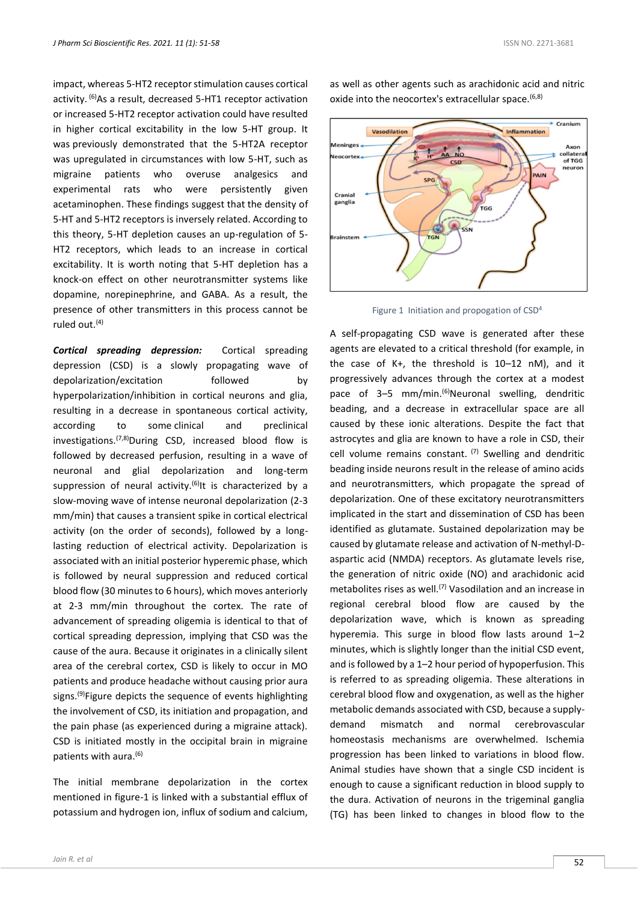impact, whereas 5-HT2 receptor stimulation causes cortical activity. [6]As a result, decreased 5-HT1 receptor activation or increased 5-HT2 receptor activation could have resulted in higher cortical excitability in the low 5-HT group. It was previously demonstrated that the 5-HT2A receptor was upregulated in circumstances with low 5-HT, such as migraine patients who overuse analgesics and experimental rats who were persistently given acetaminophen. These findings suggest that the density of 5-HT and 5-HT2 receptors is inversely related. According to this theory, 5-HT depletion causes an up-regulation of 5-HT2 receptors, which leads to an increase in cortical excitability. It is worth noting that 5-HT depletion has a knock-on effect on other neurotransmitter systems like dopamine, norepinephrine, and GABA. As a result, the presence of other transmitters in this process cannot be ruled out.[4]

***Cortical spreading depression:*** Cortical spreading depression (CSD) is a slowly propagating wave of depolarization/excitation followed by hyperpolarization/inhibition in cortical neurons and glia, resulting in a decrease in spontaneous cortical activity, according to some clinical and preclinical investigations.[7,8]During CSD, increased blood flow is followed by decreased perfusion, resulting in a wave of neuronal and glial depolarization and long-term suppression of neural activity.[6]It is characterized by a slow-moving wave of intense neuronal depolarization (2-3 mm/min) that causes a transient spike in cortical electrical activity (on the order of seconds), followed by a long-lasting reduction of electrical activity. Depolarization is associated with an initial posterior hyperemic phase, which is followed by neural suppression and reduced cortical blood flow (30 minutes to 6 hours), which moves anteriorly at 2-3 mm/min throughout the cortex. The rate of advancement of spreading oligemia is identical to that of cortical spreading depression, implying that CSD was the cause of the aura. Because it originates in a clinically silent area of the cerebral cortex, CSD is likely to occur in MO patients and produce headache without causing prior aura signs.[9]Figure depicts the sequence of events highlighting the involvement of CSD, its initiation and propagation, and the pain phase (as experienced during a migraine attack). CSD is initiated mostly in the occipital brain in migraine patients with aura.[6]

The initial membrane depolarization in the cortex mentioned in figure-1 is linked with a substantial efflux of potassium and hydrogen ion, influx of sodium and calcium, as well as other agents such as arachidonic acid and nitric oxide into the neocortex's extracellular space.[6,8]

Figure 1 Initiation and propogation of CSD[4]

A self-propagating CSD wave is generated after these agents are elevated to a critical threshold (for example, in the case of K+, the threshold is 10–12 nM), and it progressively advances through the cortex at a modest pace of 3–5 mm/min.[6]Neuronal swelling, dendritic beading, and a decrease in extracellular space are all caused by these ionic alterations. Despite the fact that astrocytes and glia are known to have a role in CSD, their cell volume remains constant. [7] Swelling and dendritic beading inside neurons result in the release of amino acids and neurotransmitters, which propagate the spread of depolarization. One of these excitatory neurotransmitters implicated in the start and dissemination of CSD has been identified as glutamate. Sustained depolarization may be caused by glutamate release and activation of N-methyl-D-aspartic acid (NMDA) receptors. As glutamate levels rise, the generation of nitric oxide (NO) and arachidonic acid metabolites rises as well.[7] Vasodilation and an increase in regional cerebral blood flow are caused by the depolarization wave, which is known as spreading hyperemia. This surge in blood flow lasts around 1–2 minutes, which is slightly longer than the initial CSD event, and is followed by a 1–2 hour period of hypoperfusion. This is referred to as spreading oligemia. These alterations in cerebral blood flow and oxygenation, as well as the higher metabolic demands associated with CSD, because a supply-demand mismatch and normal cerebrovascular homeostasis mechanisms are overwhelmed. Ischemia progression has been linked to variations in blood flow. Animal studies have shown that a single CSD incident is enough to cause a significant reduction in blood supply to the dura. Activation of neurons in the trigeminal ganglia (TG) has been linked to changes in blood flow to the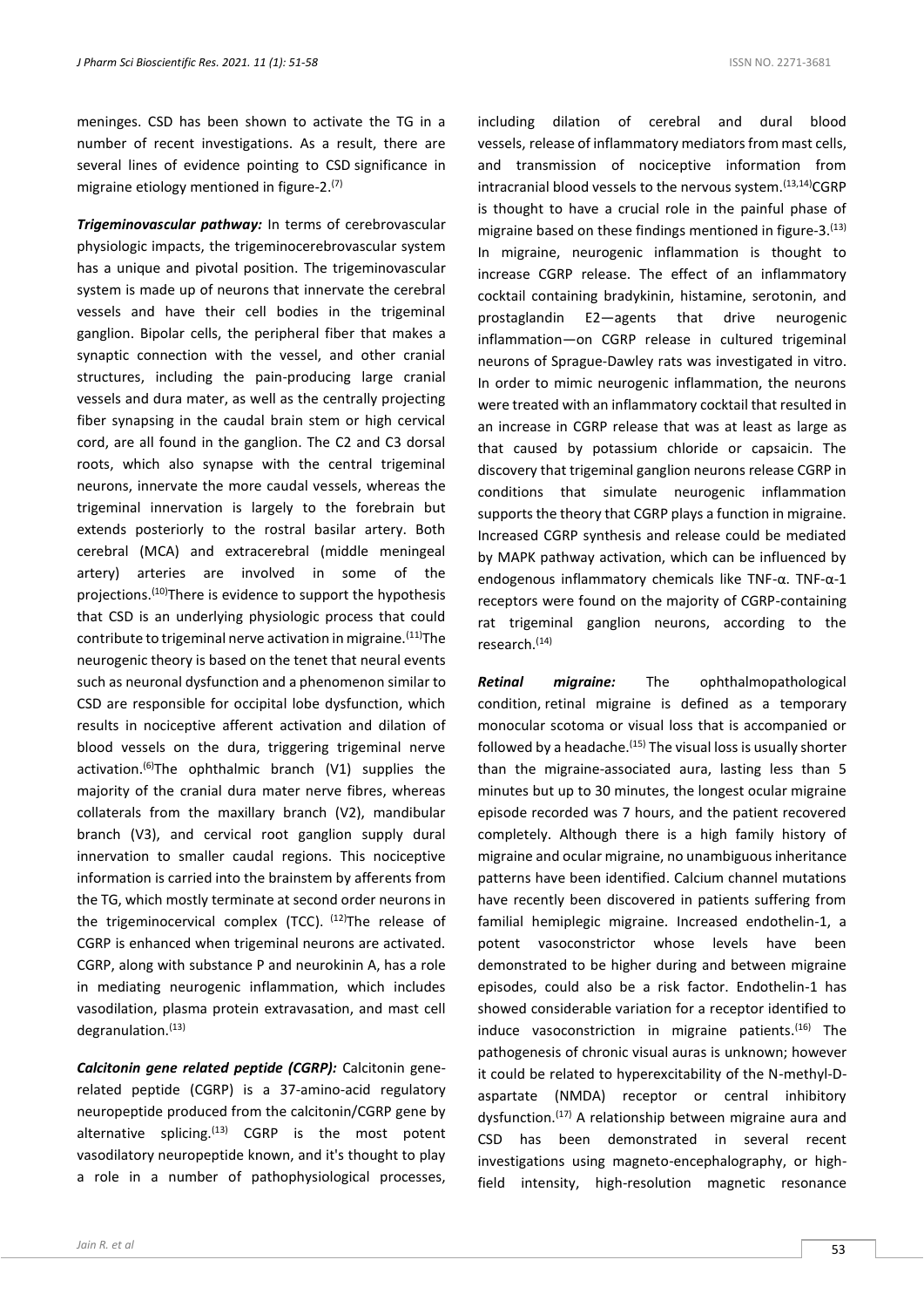meninges. CSD has been shown to activate the TG in a number of recent investigations. As a result, there are several lines of evidence pointing to CSD significance in migraine etiology mentioned in figure-2.[7]

***Trigeminovascular pathway:*** In terms of cerebrovascular physiologic impacts, the trigeminocerebrovascular system has a unique and pivotal position. The trigeminovascular system is made up of neurons that innervate the cerebral vessels and have their cell bodies in the trigeminal ganglion. Bipolar cells, the peripheral fiber that makes a synaptic connection with the vessel, and other cranial structures, including the pain-producing large cranial vessels and dura mater, as well as the centrally projecting fiber synapsing in the caudal brain stem or high cervical cord, are all found in the ganglion. The C2 and C3 dorsal roots, which also synapse with the central trigeminal neurons, innervate the more caudal vessels, whereas the trigeminal innervation is largely to the forebrain but extends posteriorly to the rostral basilar artery. Both cerebral (MCA) and extracerebral (middle meningeal artery) arteries are involved in some of the projections.[10]There is evidence to support the hypothesis that CSD is an underlying physiologic process that could contribute to trigeminal nerve activation in migraine.[11]The neurogenic theory is based on the tenet that neural events such as neuronal dysfunction and a phenomenon similar to CSD are responsible for occipital lobe dysfunction, which results in nociceptive afferent activation and dilation of blood vessels on the dura, triggering trigeminal nerve activation.[6]The ophthalmic branch (V1) supplies the majority of the cranial dura mater nerve fibres, whereas collaterals from the maxillary branch (V2), mandibular branch (V3), and cervical root ganglion supply dural innervation to smaller caudal regions. This nociceptive information is carried into the brainstem by afferents from the TG, which mostly terminate at second order neurons in the trigeminocervical complex (TCC). [12]The release of CGRP is enhanced when trigeminal neurons are activated. CGRP, along with substance P and neurokinin A, has a role in mediating neurogenic inflammation, which includes vasodilation, plasma protein extravasation, and mast cell degranulation.[13]

***Calcitonin gene related peptide (CGRP):*** Calcitonin gene-related peptide (CGRP) is a 37-amino-acid regulatory neuropeptide produced from the calcitonin/CGRP gene by alternative splicing.[13] CGRP is the most potent vasodilatory neuropeptide known, and it's thought to play a role in a number of pathophysiological processes, including dilation of cerebral and dural blood vessels, release of inflammatory mediators from mast cells, and transmission of nociceptive information from intracranial blood vessels to the nervous system.[13,14]CGRP is thought to have a crucial role in the painful phase of migraine based on these findings mentioned in figure-3.[13] In migraine, neurogenic inflammation is thought to increase CGRP release. The effect of an inflammatory cocktail containing bradykinin, histamine, serotonin, and prostaglandin E2—agents that drive neurogenic inflammation—on CGRP release in cultured trigeminal neurons of Sprague-Dawley rats was investigated in vitro. In order to mimic neurogenic inflammation, the neurons were treated with an inflammatory cocktail that resulted in an increase in CGRP release that was at least as large as that caused by potassium chloride or capsaicin. The discovery that trigeminal ganglion neurons release CGRP in conditions that simulate neurogenic inflammation supports the theory that CGRP plays a function in migraine. Increased CGRP synthesis and release could be mediated by MAPK pathway activation, which can be influenced by endogenous inflammatory chemicals like TNF-α. TNF-α-1 receptors were found on the majority of CGRP-containing rat trigeminal ganglion neurons, according to the research.[14]

***Retinal migraine:*** The ophthalmopathological condition, retinal migraine is defined as a temporary monocular scotoma or visual loss that is accompanied or followed by a headache.[15] The visual loss is usually shorter than the migraine-associated aura, lasting less than 5 minutes but up to 30 minutes, the longest ocular migraine episode recorded was 7 hours, and the patient recovered completely. Although there is a high family history of migraine and ocular migraine, no unambiguous inheritance patterns have been identified. Calcium channel mutations have recently been discovered in patients suffering from familial hemiplegic migraine. Increased endothelin-1, a potent vasoconstrictor whose levels have been demonstrated to be higher during and between migraine episodes, could also be a risk factor. Endothelin-1 has showed considerable variation for a receptor identified to induce vasoconstriction in migraine patients.[16] The pathogenesis of chronic visual auras is unknown; however it could be related to hyperexcitability of the N-methyl-D-aspartate (NMDA) receptor or central inhibitory dysfunction.[17] A relationship between migraine aura and CSD has been demonstrated in several recent investigations using magneto-encephalography, or high-field intensity, high-resolution magnetic resonance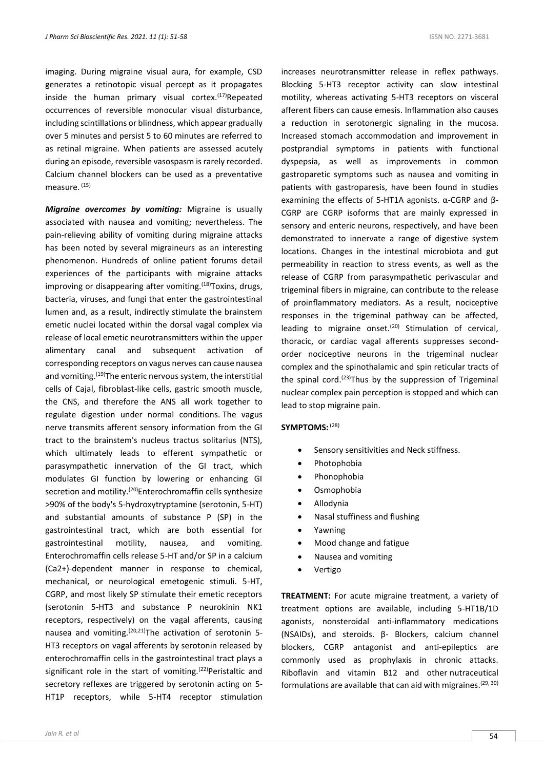imaging. During migraine visual aura, for example, CSD generates a retinotopic visual percept as it propagates inside the human primary visual cortex.[17]Repeated occurrences of reversible monocular visual disturbance, including scintillations or blindness, which appear gradually over 5 minutes and persist 5 to 60 minutes are referred to as retinal migraine. When patients are assessed acutely during an episode, reversible vasospasm is rarely recorded. Calcium channel blockers can be used as a preventative measure. [15]

***Migraine overcomes by vomiting:*** Migraine is usually associated with nausea and vomiting; nevertheless. The pain-relieving ability of vomiting during migraine attacks has been noted by several migraineurs as an interesting phenomenon. Hundreds of online patient forums detail experiences of the participants with migraine attacks improving or disappearing after vomiting.[18]Toxins, drugs, bacteria, viruses, and fungi that enter the gastrointestinal lumen and, as a result, indirectly stimulate the brainstem emetic nuclei located within the dorsal vagal complex via release of local emetic neurotransmitters within the upper alimentary canal and subsequent activation of corresponding receptors on vagus nerves can cause nausea and vomiting.[19]The enteric nervous system, the interstitial cells of Cajal, fibroblast-like cells, gastric smooth muscle, the CNS, and therefore the ANS all work together to regulate digestion under normal conditions. The vagus nerve transmits afferent sensory information from the GI tract to the brainstem's nucleus tractus solitarius (NTS), which ultimately leads to efferent sympathetic or parasympathetic innervation of the GI tract, which modulates GI function by lowering or enhancing GI secretion and motility.[20]Enterochromaffin cells synthesize >90% of the body's 5-hydroxytryptamine (serotonin, 5-HT) and substantial amounts of substance P (SP) in the gastrointestinal tract, which are both essential for gastrointestinal motility, nausea, and vomiting. Enterochromaffin cells release 5-HT and/or SP in a calcium ($Ca^{2+}$)-dependent manner in response to chemical, mechanical, or neurological emetogenic stimuli. 5-HT, CGRP, and most likely SP stimulate their emetic receptors (serotonin 5-HT3 and substance P neurokinin NK1 receptors, respectively) on the vagal afferents, causing nausea and vomiting.[20,21]The activation of serotonin 5-HT3 receptors on vagal afferents by serotonin released by enterochromaffin cells in the gastrointestinal tract plays a significant role in the start of vomiting.[22]Peristaltic and secretory reflexes are triggered by serotonin acting on 5-HT1P receptors, while 5-HT4 receptor stimulation increases neurotransmitter release in reflex pathways. Blocking 5-HT3 receptor activity can slow intestinal motility, whereas activating 5-HT3 receptors on visceral afferent fibers can cause emesis. Inflammation also causes a reduction in serotonergic signaling in the mucosa. Increased stomach accommodation and improvement in postprandial symptoms in patients with functional dyspepsia, as well as improvements in common gastroparetic symptoms such as nausea and vomiting in patients with gastroparesis, have been found in studies examining the effects of 5-HT1A agonists. α-CGRP and β-CGRP are CGRP isoforms that are mainly expressed in sensory and enteric neurons, respectively, and have been demonstrated to innervate a range of digestive system locations. Changes in the intestinal microbiota and gut permeability in reaction to stress events, as well as the release of CGRP from parasympathetic perivascular and trigeminal fibers in migraine, can contribute to the release of proinflammatory mediators. As a result, nociceptive responses in the trigeminal pathway can be affected, leading to migraine onset.[20] Stimulation of cervical, thoracic, or cardiac vagal afferents suppresses second-order nociceptive neurons in the trigeminal nuclear complex and the spinothalamic and spin reticular tracts of the spinal cord.[23]Thus by the suppression of Trigeminal nuclear complex pain perception is stopped and which can lead to stop migraine pain.

**SYMPTOMS:** [28]

- Sensory sensitivities and Neck stiffness.
- Photophobia
- Phonophobia
- Osmophobia
- Allodynia
- Nasal stuffiness and flushing
- Yawning
- Mood change and fatigue
- Nausea and vomiting
- Vertigo

**TREATMENT:** For acute migraine treatment, a variety of treatment options are available, including 5-HT1B/1D agonists, nonsteroidal anti-inflammatory medications (NSAIDs), and steroids. β- Blockers, calcium channel blockers, CGRP antagonist and anti-epileptics are commonly used as prophylaxis in chronic attacks. Riboflavin and vitamin B12 and other nutraceutical formulations are available that can aid with migraines.[29, 30]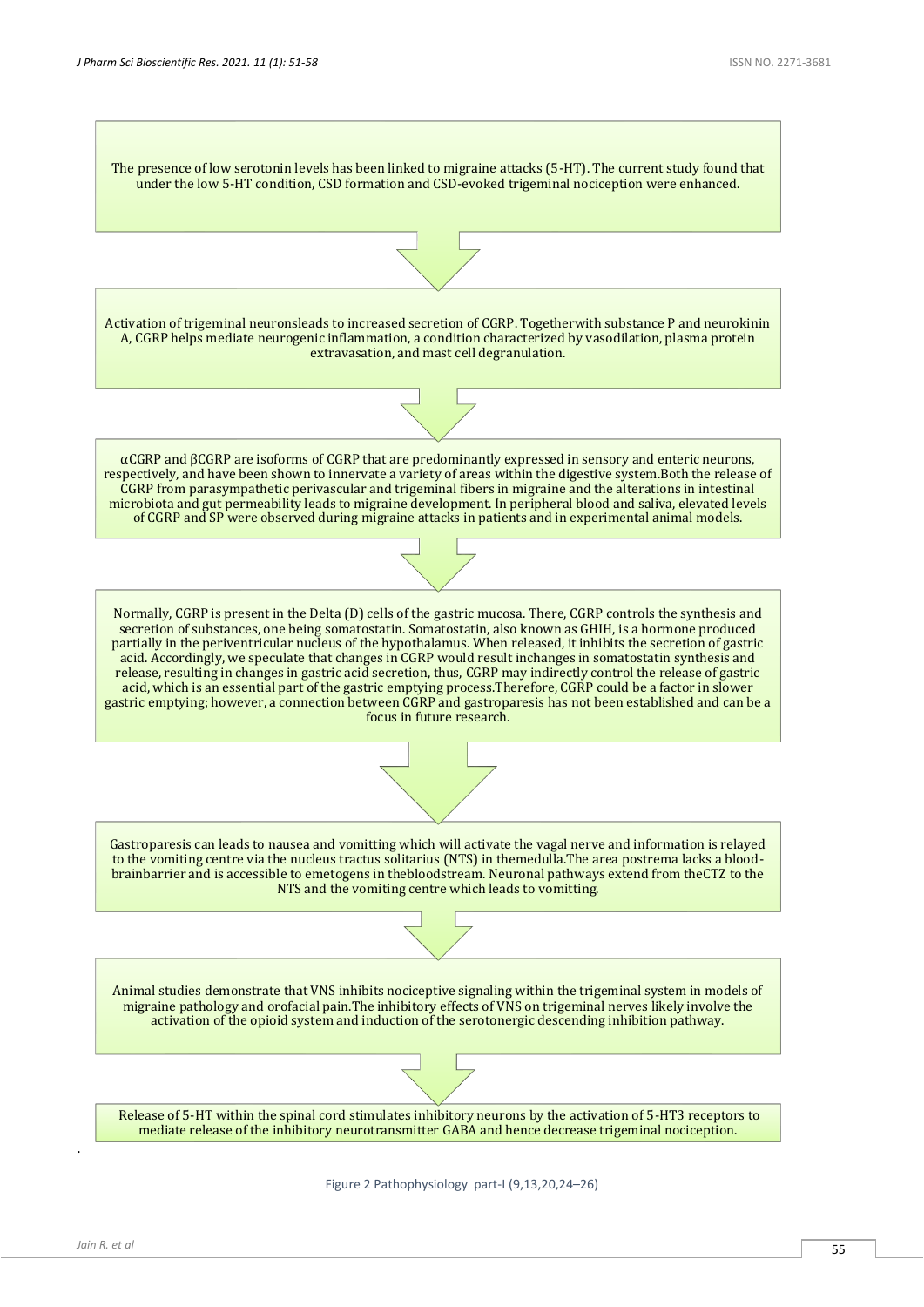The presence of low serotonin levels has been linked to migraine attacks (5-HT). The current study found that under the low 5-HT condition, CSD formation and CSD-evoked trigeminal nociception were enhanced.

↓

Activation of trigeminal neuronsleads to increased secretion of CGRP. Togetherwith substance P and neurokinin A, CGRP helps mediate neurogenic inflammation, a condition characterized by vasodilation, plasma protein extravasation, and mast cell degranulation.

↓

αCGRP and βCGRP are isoforms of CGRP that are predominantly expressed in sensory and enteric neurons, respectively, and have been shown to innervate a variety of areas within the digestive system.Both the release of CGRP from parasympathetic perivascular and trigeminal fibers in migraine and the alterations in intestinal microbiota and gut permeability leads to migraine development. In peripheral blood and saliva, elevated levels of CGRP and SP were observed during migraine attacks in patients and in experimental animal models.

↓

Normally, CGRP is present in the Delta (D) cells of the gastric mucosa. There, CGRP controls the synthesis and secretion of substances, one being somatostatin. Somatostatin, also known as GHIH, is a hormone produced partially in the periventricular nucleus of the hypothalamus. When released, it inhibits the secretion of gastric acid. Accordingly, we speculate that changes in CGRP would result inchanges in somatostatin synthesis and release, resulting in changes in gastric acid secretion, thus, CGRP may indirectly control the release of gastric acid, which is an essential part of the gastric emptying process.Therefore, CGRP could be a factor in slower gastric emptying; however, a connection between CGRP and gastroparesis has not been established and can be a focus in future research.

↓

Gastroparesis can leads to nausea and vomitting which will activate the vagal nerve and information is relayed to the vomiting centre via the nucleus tractus solitarius (NTS) in themedulla.The area postrema lacks a blood-brainbarrier and is accessible to emetogens in thebloodstream. Neuronal pathways extend from theCTZ to the NTS and the vomiting centre which leads to vomitting.

↓

Animal studies demonstrate that VNS inhibits nociceptive signaling within the trigeminal system in models of migraine pathology and orofacial pain.The inhibitory effects of VNS on trigeminal nerves likely involve the activation of the opioid system and induction of the serotonergic descending inhibition pathway.

↓

Release of 5-HT within the spinal cord stimulates inhibitory neurons by the activation of 5-HT3 receptors to mediate release of the inhibitory neurotransmitter GABA and hence decrease trigeminal nociception.

Figure 2 Pathophysiology part-I (9,13,20,24–26)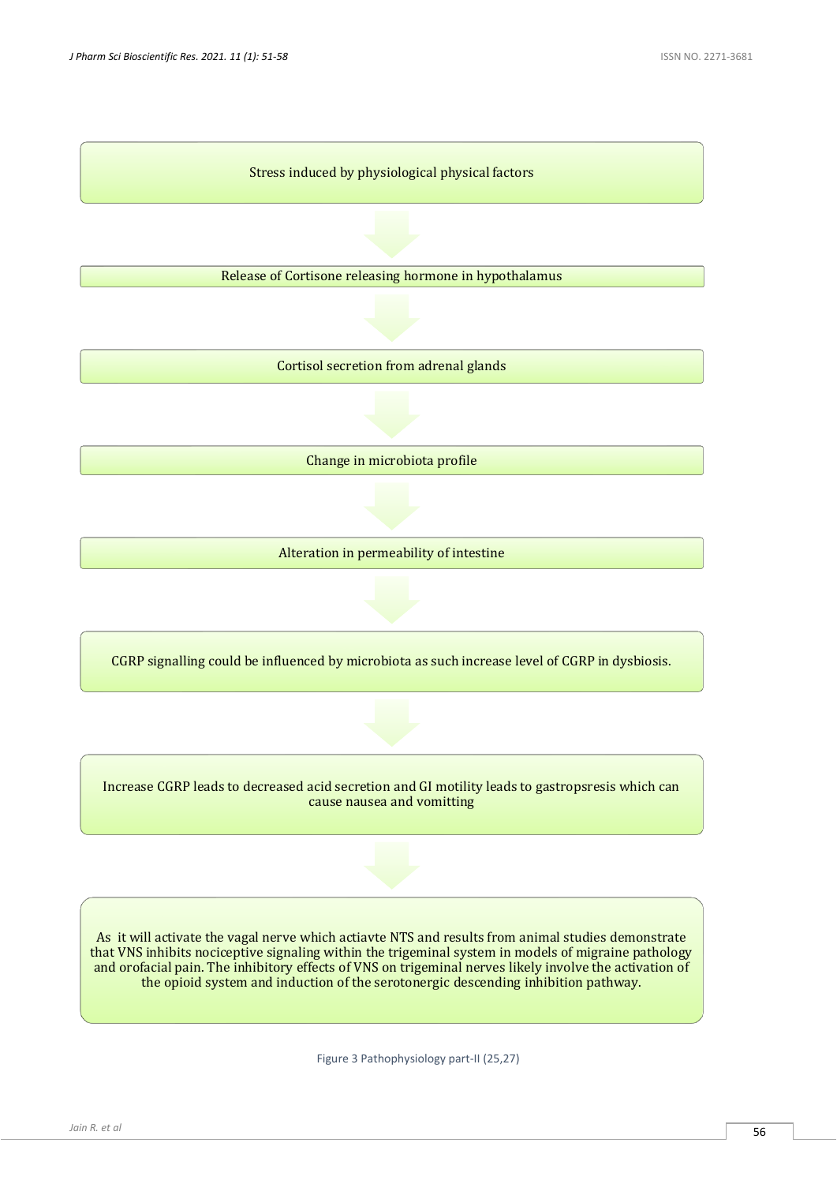Stress induced by physiological physical factors

↓

Release of Cortisone releasing hormone in hypothalamus

↓

Cortisol secretion from adrenal glands

↓

Change in microbiota profile

↓

Alteration in permeability of intestine

↓

CGRP signalling could be influenced by microbiota as such increase level of CGRP in dysbiosis.

↓

Increase CGRP leads to decreased acid secretion and GI motility leads to gastropsresis which can cause nausea and vomitting

↓

As it will activate the vagal nerve which actiavte NTS and results from animal studies demonstrate that VNS inhibits nociceptive signaling within the trigeminal system in models of migraine pathology and orofacial pain. The inhibitory effects of VNS on trigeminal nerves likely involve the activation of the opioid system and induction of the serotonergic descending inhibition pathway.

Figure 3 Pathophysiology part-II (25,27)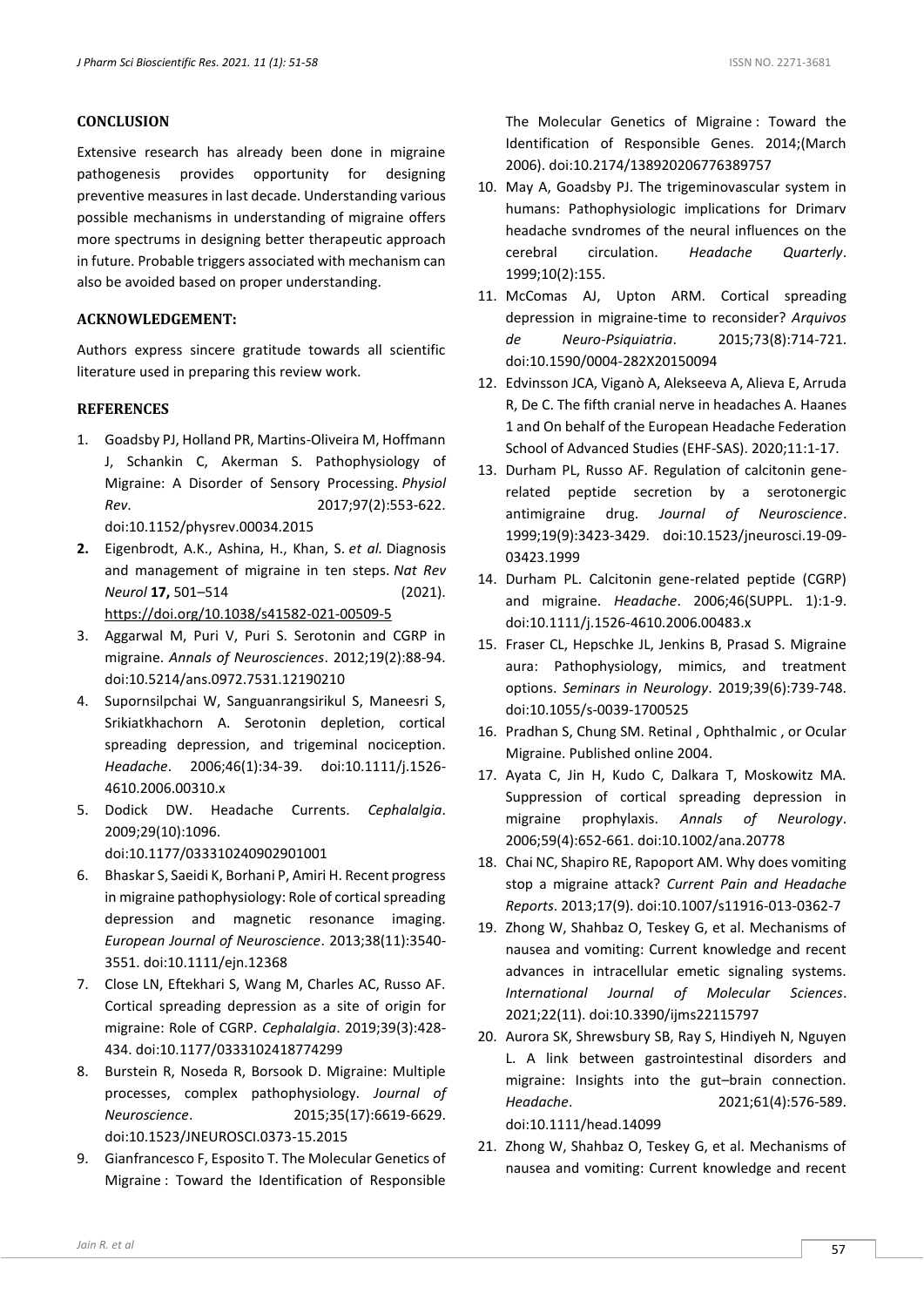## CONCLUSION

Extensive research has already been done in migraine pathogenesis provides opportunity for designing preventive measures in last decade. Understanding various possible mechanisms in understanding of migraine offers more spectrums in designing better therapeutic approach in future. Probable triggers associated with mechanism can also be avoided based on proper understanding.

## ACKNOWLEDGEMENT:

Authors express sincere gratitude towards all scientific literature used in preparing this review work.

## REFERENCES

1. Goadsby PJ, Holland PR, Martins-Oliveira M, Hoffmann J, Schankin C, Akerman S. Pathophysiology of Migraine: A Disorder of Sensory Processing. *Physiol Rev*. 2017;97(2):553-622. doi:10.1152/physrev.00034.2015
2. Eigenbrodt, A.K., Ashina, H., Khan, S. *et al.* Diagnosis and management of migraine in ten steps. *Nat Rev Neurol* **17,** 501–514 (2021). https://doi.org/10.1038/s41582-021-00509-5
3. Aggarwal M, Puri V, Puri S. Serotonin and CGRP in migraine. *Annals of Neurosciences*. 2012;19(2):88-94. doi:10.5214/ans.0972.7531.12190210
4. Supornsilpchai W, Sanguanrangsirikul S, Maneesri S, Srikiatkhachorn A. Serotonin depletion, cortical spreading depression, and trigeminal nociception. *Headache*. 2006;46(1):34-39. doi:10.1111/j.1526-4610.2006.00310.x
5. Dodick DW. Headache Currents. *Cephalalgia*. 2009;29(10):1096. doi:10.1177/033310240902901001
6. Bhaskar S, Saeidi K, Borhani P, Amiri H. Recent progress in migraine pathophysiology: Role of cortical spreading depression and magnetic resonance imaging. *European Journal of Neuroscience*. 2013;38(11):3540-3551. doi:10.1111/ejn.12368
7. Close LN, Eftekhari S, Wang M, Charles AC, Russo AF. Cortical spreading depression as a site of origin for migraine: Role of CGRP. *Cephalalgia*. 2019;39(3):428-434. doi:10.1177/0333102418774299
8. Burstein R, Noseda R, Borsook D. Migraine: Multiple processes, complex pathophysiology. *Journal of Neuroscience*. 2015;35(17):6619-6629. doi:10.1523/JNEUROSCI.0373-15.2015
9. Gianfrancesco F, Esposito T. The Molecular Genetics of Migraine : Toward the Identification of Responsible The Molecular Genetics of Migraine : Toward the Identification of Responsible Genes. 2014;(March 2006). doi:10.2174/138920206776389757
10. May A, Goadsby PJ. The trigeminovascular system in humans: Pathophysiologic implications for Drimarv headache svndromes of the neural influences on the cerebral circulation. *Headache Quarterly*. 1999;10(2):155.
11. McComas AJ, Upton ARM. Cortical spreading depression in migraine-time to reconsider? *Arquivos de Neuro-Psiquiatria*. 2015;73(8):714-721. doi:10.1590/0004-282X20150094
12. Edvinsson JCA, Viganò A, Alekseeva A, Alieva E, Arruda R, De C. The fifth cranial nerve in headaches A. Haanes 1 and On behalf of the European Headache Federation School of Advanced Studies (EHF-SAS). 2020;11:1-17.
13. Durham PL, Russo AF. Regulation of calcitonin gene-related peptide secretion by a serotonergic antimigraine drug. *Journal of Neuroscience*. 1999;19(9):3423-3429. doi:10.1523/jneurosci.19-09-03423.1999
14. Durham PL. Calcitonin gene-related peptide (CGRP) and migraine. *Headache*. 2006;46(SUPPL. 1):1-9. doi:10.1111/j.1526-4610.2006.00483.x
15. Fraser CL, Hepschke JL, Jenkins B, Prasad S. Migraine aura: Pathophysiology, mimics, and treatment options. *Seminars in Neurology*. 2019;39(6):739-748. doi:10.1055/s-0039-1700525
16. Pradhan S, Chung SM. Retinal , Ophthalmic , or Ocular Migraine. Published online 2004.
17. Ayata C, Jin H, Kudo C, Dalkara T, Moskowitz MA. Suppression of cortical spreading depression in migraine prophylaxis. *Annals of Neurology*. 2006;59(4):652-661. doi:10.1002/ana.20778
18. Chai NC, Shapiro RE, Rapoport AM. Why does vomiting stop a migraine attack? *Current Pain and Headache Reports*. 2013;17(9). doi:10.1007/s11916-013-0362-7
19. Zhong W, Shahbaz O, Teskey G, et al. Mechanisms of nausea and vomiting: Current knowledge and recent advances in intracellular emetic signaling systems. *International Journal of Molecular Sciences*. 2021;22(11). doi:10.3390/ijms22115797
20. Aurora SK, Shrewsbury SB, Ray S, Hindiyeh N, Nguyen L. A link between gastrointestinal disorders and migraine: Insights into the gut–brain connection. *Headache*. 2021;61(4):576-589. doi:10.1111/head.14099
21. Zhong W, Shahbaz O, Teskey G, et al. Mechanisms of nausea and vomiting: Current knowledge and recent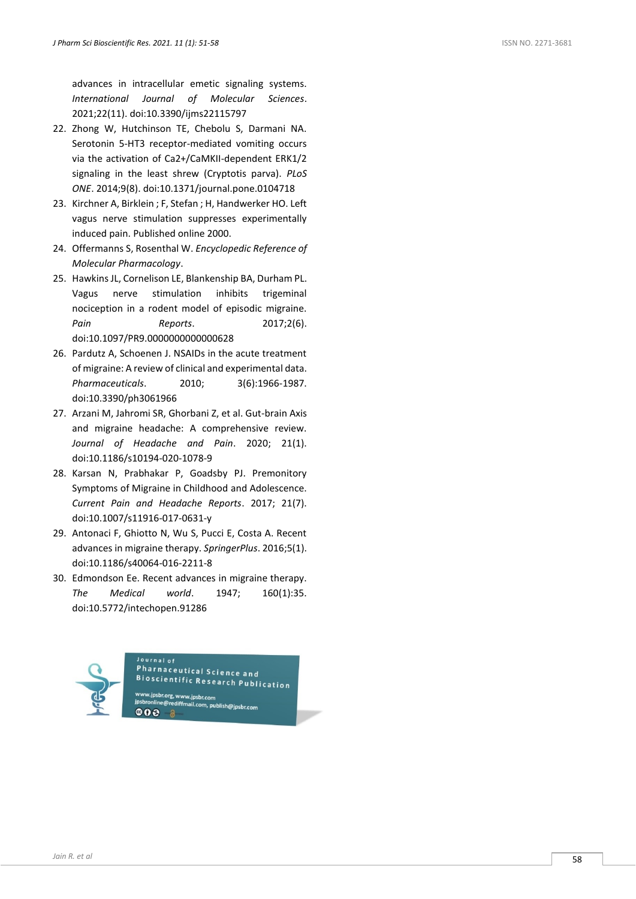advances in intracellular emetic signaling systems. *International Journal of Molecular Sciences*. 2021;22(11). doi:10.3390/ijms22115797

22. Zhong W, Hutchinson TE, Chebolu S, Darmani NA. Serotonin 5-HT3 receptor-mediated vomiting occurs via the activation of Ca2+/CaMKII-dependent ERK1/2 signaling in the least shrew (Cryptotis parva). *PLoS ONE*. 2014;9(8). doi:10.1371/journal.pone.0104718
23. Kirchner A, Birklein ; F, Stefan ; H, Handwerker HO. Left vagus nerve stimulation suppresses experimentally induced pain. Published online 2000.
24. Offermanns S, Rosenthal W. *Encyclopedic Reference of Molecular Pharmacology*.
25. Hawkins JL, Cornelison LE, Blankenship BA, Durham PL. Vagus nerve stimulation inhibits trigeminal nociception in a rodent model of episodic migraine. *Pain Reports*. 2017;2(6). doi:10.1097/PR9.0000000000000628
26. Pardutz A, Schoenen J. NSAIDs in the acute treatment of migraine: A review of clinical and experimental data. *Pharmaceuticals*. 2010; 3(6):1966-1987. doi:10.3390/ph3061966
27. Arzani M, Jahromi SR, Ghorbani Z, et al. Gut-brain Axis and migraine headache: A comprehensive review. *Journal of Headache and Pain*. 2020; 21(1). doi:10.1186/s10194-020-1078-9
28. Karsan N, Prabhakar P, Goadsby PJ. Premonitory Symptoms of Migraine in Childhood and Adolescence. *Current Pain and Headache Reports*. 2017; 21(7). doi:10.1007/s11916-017-0631-y
29. Antonaci F, Ghiotto N, Wu S, Pucci E, Costa A. Recent advances in migraine therapy. *SpringerPlus*. 2016;5(1). doi:10.1186/s40064-016-2211-8
30. Edmondson Ee. Recent advances in migraine therapy. *The Medical world*. 1947; 160(1):35. doi:10.5772/intechopen.91286

Journal of Pharmaceutical Science and Bioscientific Research Publication
www.jpsbr.org, www.jpsbr.com
jpsbronline@rediffmail.com, publish@jpsbr.com